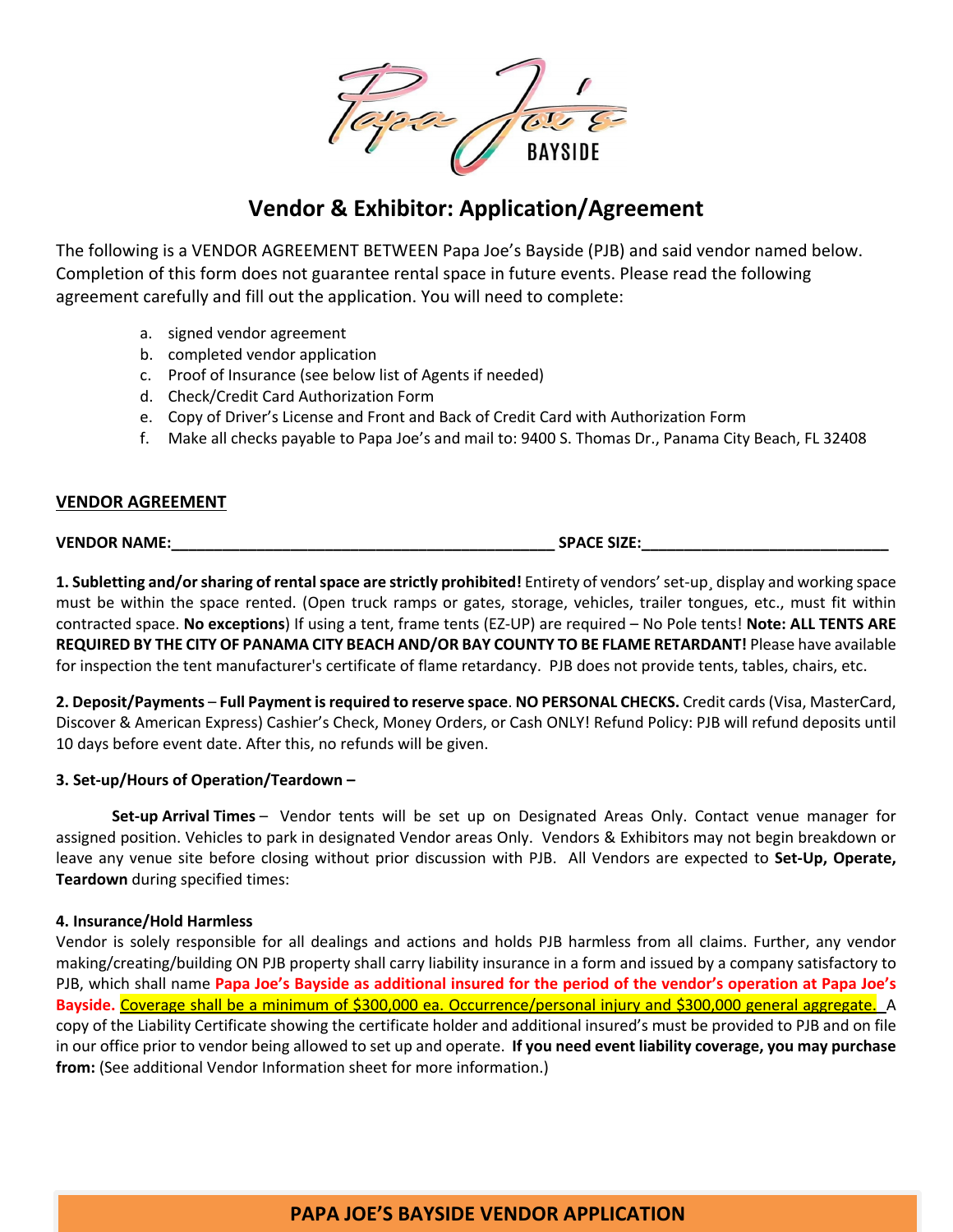Papa Joe's BAYSIDE

# Vendor & Exhibitor: Application/Agreement

The following is a VENDOR AGREEMENT BETWEEN Papa Joe's Bayside (PJB) and said vendor named below. Completion of this form does not guarantee rental space in future events. Please read the following agreement carefully and fill out the application. You will need to complete:

a. signed vendor agreement
b. completed vendor application
c. Proof of Insurance (see below list of Agents if needed)
d. Check/Credit Card Authorization Form
e. Copy of Driver's License and Front and Back of Credit Card with Authorization Form
f. Make all checks payable to Papa Joe's and mail to: 9400 S. Thomas Dr., Panama City Beach, FL 32408

## VENDOR AGREEMENT

**VENDOR NAME:**____________________________________________ **SPACE SIZE:**____________________________

**1. Subletting and/or sharing of rental space are strictly prohibited!** Entirety of vendors' set-up, display and working space must be within the space rented. (Open truck ramps or gates, storage, vehicles, trailer tongues, etc., must fit within contracted space. **No exceptions**) If using a tent, frame tents (EZ-UP) are required – No Pole tents! **Note: ALL TENTS ARE REQUIRED BY THE CITY OF PANAMA CITY BEACH AND/OR BAY COUNTY TO BE FLAME RETARDANT!** Please have available for inspection the tent manufacturer's certificate of flame retardancy. PJB does not provide tents, tables, chairs, etc.

**2. Deposit/Payments** – **Full Payment is required to reserve space**. **NO PERSONAL CHECKS.** Credit cards (Visa, MasterCard, Discover & American Express) Cashier's Check, Money Orders, or Cash ONLY! Refund Policy: PJB will refund deposits until 10 days before event date. After this, no refunds will be given.

**3. Set-up/Hours of Operation/Teardown –**

**Set-up Arrival Times** – Vendor tents will be set up on Designated Areas Only. Contact venue manager for assigned position. Vehicles to park in designated Vendor areas Only. Vendors & Exhibitors may not begin breakdown or leave any venue site before closing without prior discussion with PJB. All Vendors are expected to **Set-Up, Operate, Teardown** during specified times:

**4. Insurance/Hold Harmless**

Vendor is solely responsible for all dealings and actions and holds PJB harmless from all claims. Further, any vendor making/creating/building ON PJB property shall carry liability insurance in a form and issued by a company satisfactory to PJB, which shall name **Papa Joe's Bayside as additional insured for the period of the vendor's operation at Papa Joe's Bayside.** Coverage shall be a minimum of $300,000 ea. Occurrence/personal injury and $300,000 general aggregate. A copy of the Liability Certificate showing the certificate holder and additional insured's must be provided to PJB and on file in our office prior to vendor being allowed to set up and operate. **If you need event liability coverage, you may purchase from:** (See additional Vendor Information sheet for more information.)

## PAPA JOE'S BAYSIDE VENDOR APPLICATION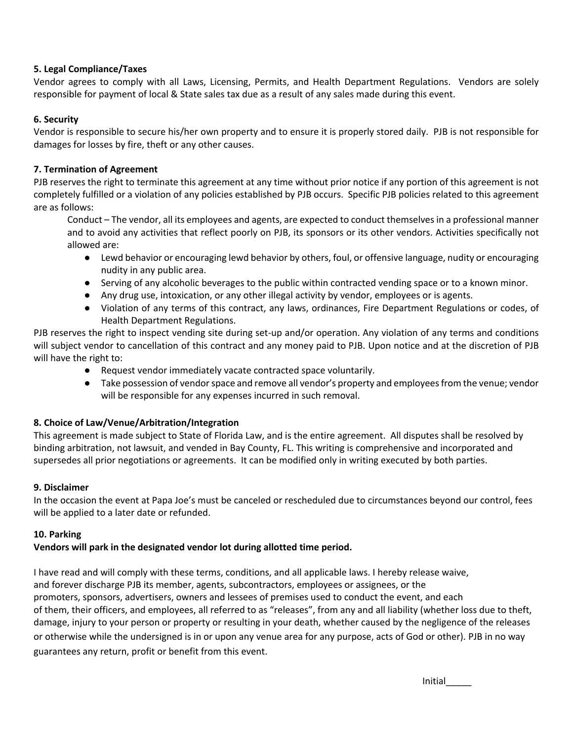**5. Legal Compliance/Taxes**

Vendor agrees to comply with all Laws, Licensing, Permits, and Health Department Regulations. Vendors are solely responsible for payment of local & State sales tax due as a result of any sales made during this event.

**6. Security**

Vendor is responsible to secure his/her own property and to ensure it is properly stored daily. PJB is not responsible for damages for losses by fire, theft or any other causes.

**7. Termination of Agreement**

PJB reserves the right to terminate this agreement at any time without prior notice if any portion of this agreement is not completely fulfilled or a violation of any policies established by PJB occurs. Specific PJB policies related to this agreement are as follows:

> Conduct – The vendor, all its employees and agents, are expected to conduct themselves in a professional manner and to avoid any activities that reflect poorly on PJB, its sponsors or its other vendors. Activities specifically not allowed are:
>
> - Lewd behavior or encouraging lewd behavior by others, foul, or offensive language, nudity or encouraging nudity in any public area.
> - Serving of any alcoholic beverages to the public within contracted vending space or to a known minor.
> - Any drug use, intoxication, or any other illegal activity by vendor, employees or is agents.
> - Violation of any terms of this contract, any laws, ordinances, Fire Department Regulations or codes, of Health Department Regulations.

PJB reserves the right to inspect vending site during set-up and/or operation. Any violation of any terms and conditions will subject vendor to cancellation of this contract and any money paid to PJB. Upon notice and at the discretion of PJB will have the right to:

- Request vendor immediately vacate contracted space voluntarily.
- Take possession of vendor space and remove all vendor's property and employees from the venue; vendor will be responsible for any expenses incurred in such removal.

**8. Choice of Law/Venue/Arbitration/Integration**

This agreement is made subject to State of Florida Law, and is the entire agreement. All disputes shall be resolved by binding arbitration, not lawsuit, and vended in Bay County, FL. This writing is comprehensive and incorporated and supersedes all prior negotiations or agreements. It can be modified only in writing executed by both parties.

**9. Disclaimer**

In the occasion the event at Papa Joe's must be canceled or rescheduled due to circumstances beyond our control, fees will be applied to a later date or refunded.

**10. Parking**

**Vendors will park in the designated vendor lot during allotted time period.**

I have read and will comply with these terms, conditions, and all applicable laws. I hereby release waive, and forever discharge PJB its member, agents, subcontractors, employees or assignees, or the promoters, sponsors, advertisers, owners and lessees of premises used to conduct the event, and each of them, their officers, and employees, all referred to as "releases", from any and all liability (whether loss due to theft, damage, injury to your person or property or resulting in your death, whether caused by the negligence of the releases or otherwise while the undersigned is in or upon any venue area for any purpose, acts of God or other). PJB in no way guarantees any return, profit or benefit from this event.

Initial_____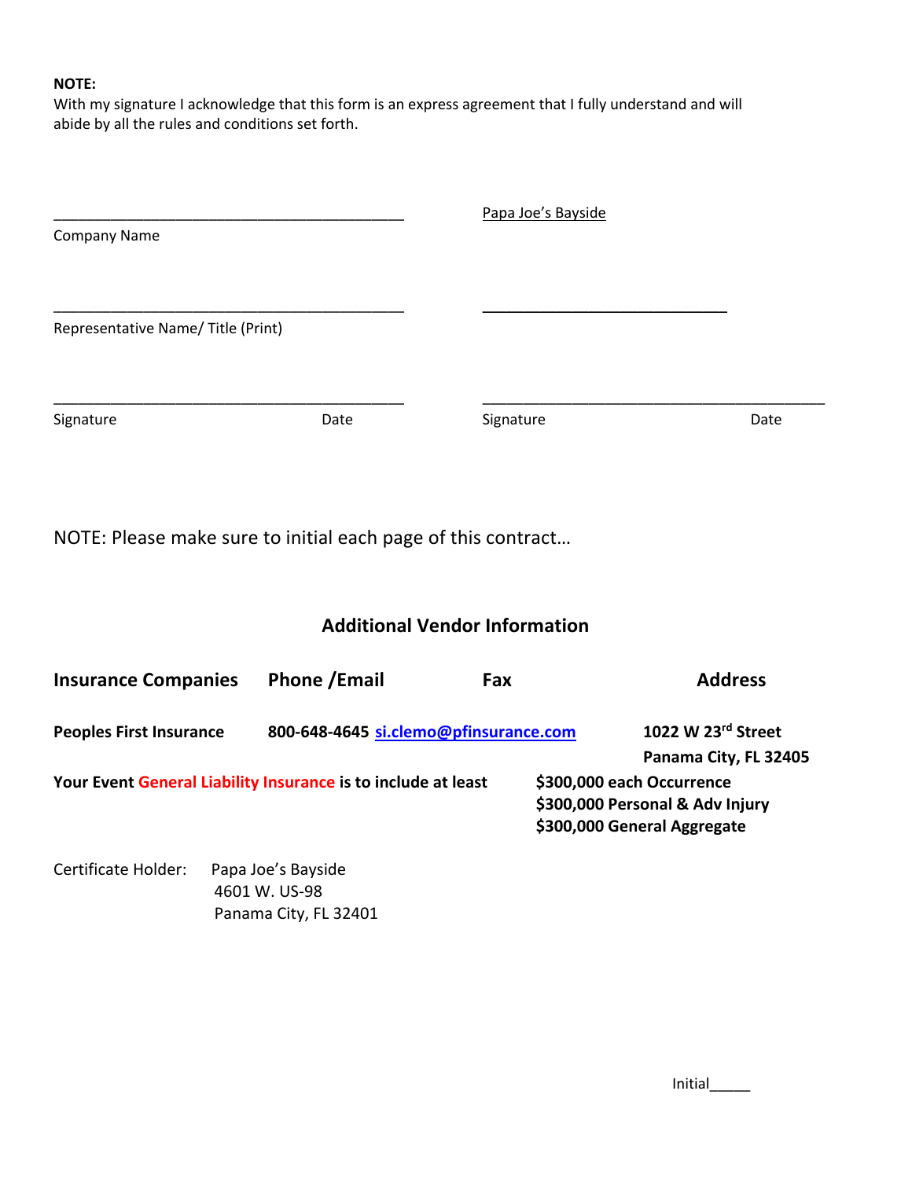**NOTE:**
With my signature I acknowledge that this form is an express agreement that I fully understand and will abide by all the rules and conditions set forth.

| | |
|---|---|
| ____________________________________ | Papa Joe's Bayside |
| Company Name | |
| ____________________________________ | ____________________________ |
| Representative Name/ Title (Print) | |
| ____________________________________ | ____________________________________ |
| Signature Date | Signature Date |

NOTE: Please make sure to initial each page of this contract…

## Additional Vendor Information

| Insurance Companies | Phone /Email | Fax | Address |
|---|---|---|---|
| **Peoples First Insurance** | **800-648-4645 si.clemo@pfinsurance.com** | | **1022 W 23rd Street Panama City, FL 32405** |

**Your Event General Liability Insurance is to include at least**
**$300,000 each Occurrence**
**$300,000 Personal & Adv Injury**
**$300,000 General Aggregate**

Certificate Holder: Papa Joe's Bayside
4601 W. US-98
Panama City, FL 32401

Initial_____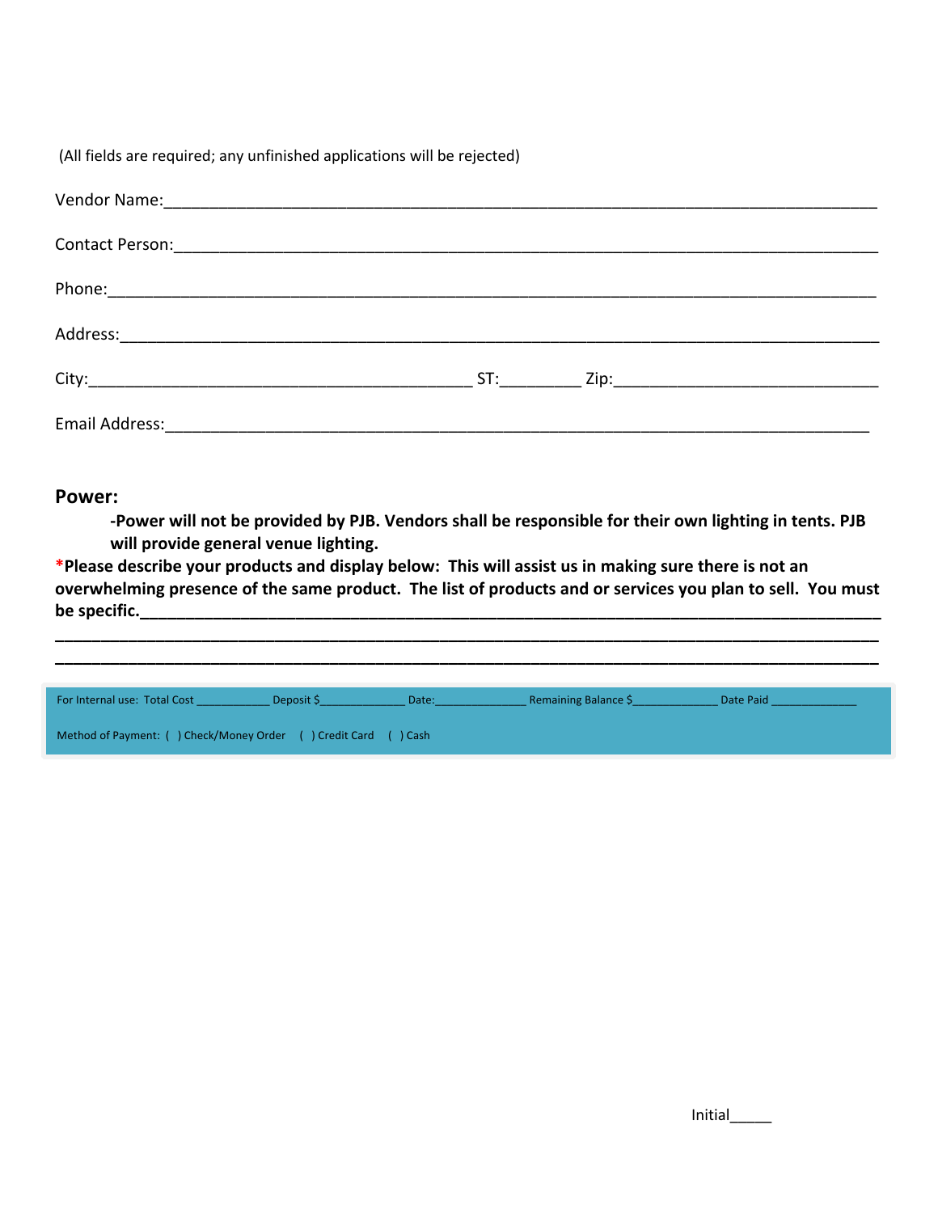(All fields are required; any unfinished applications will be rejected)

Vendor Name:_______________________________________________________________________________

Contact Person:_____________________________________________________________________________

Phone:____________________________________________________________________________________

Address:__________________________________________________________________________________

City:____________________________________________ ST:_________ Zip:______________________________

Email Address:______________________________________________________________________________

## Power:

**-Power will not be provided by PJB. Vendors shall be responsible for their own lighting in tents. PJB will provide general venue lighting.**

**\*Please describe your products and display below: This will assist us in making sure there is not an overwhelming presence of the same product. The list of products and or services you plan to sell. You must be specific.**_______________________________________________________________________________

____________________________________________________________________________________________

____________________________________________________________________________________________

For Internal use: Total Cost ___________ Deposit $_____________ Date:______________ Remaining Balance $_____________ Date Paid _____________

Method of Payment: ( ) Check/Money Order ( ) Credit Card ( ) Cash

Initial_____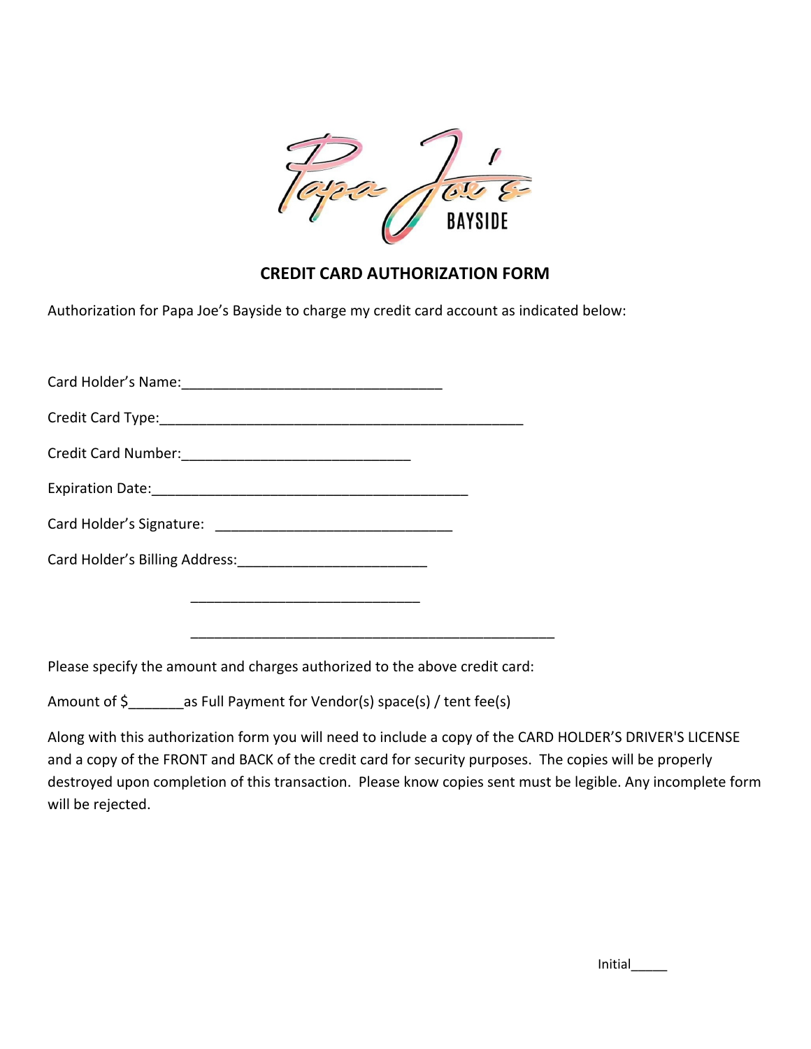Papa Joe's BAYSIDE

# CREDIT CARD AUTHORIZATION FORM

Authorization for Papa Joe's Bayside to charge my credit card account as indicated below:

Card Holder's Name:_________________________________

Credit Card Type:______________________________________________

Credit Card Number:_____________________________

Expiration Date:________________________________________

Card Holder's Signature: ______________________________

Card Holder's Billing Address:________________________

_____________________________

______________________________________________

Please specify the amount and charges authorized to the above credit card:

Amount of $_______as Full Payment for Vendor(s) space(s) / tent fee(s)

Along with this authorization form you will need to include a copy of the CARD HOLDER'S DRIVER'S LICENSE and a copy of the FRONT and BACK of the credit card for security purposes. The copies will be properly destroyed upon completion of this transaction. Please know copies sent must be legible. Any incomplete form will be rejected.

Initial_____